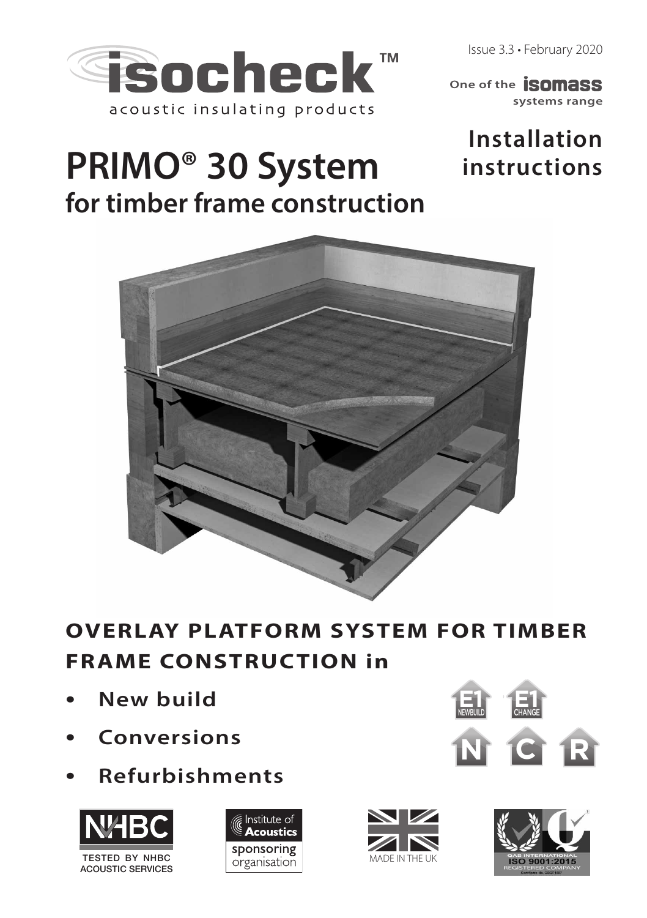isocheck™
acoustic insulating products

Issue 3.3 • February 2020

One of the **isomass** systems range

# Installation instructions

# PRIMO® 30 System
## for timber frame construction

## OVERLAY PLATFORM SYSTEM FOR TIMBER FRAME CONSTRUCTION in

- **New build**
- **Conversions**
- **Refurbishments**

E1 NEWBUILD  E1 CHANGE  N  C  R

NHBC TESTED BY NHBC ACOUSTIC SERVICES

Institute of Acoustics sponsoring organisation

MADE IN THE UK

QAS INTERNATIONAL ISO 9001:2015 REGISTERED COMPANY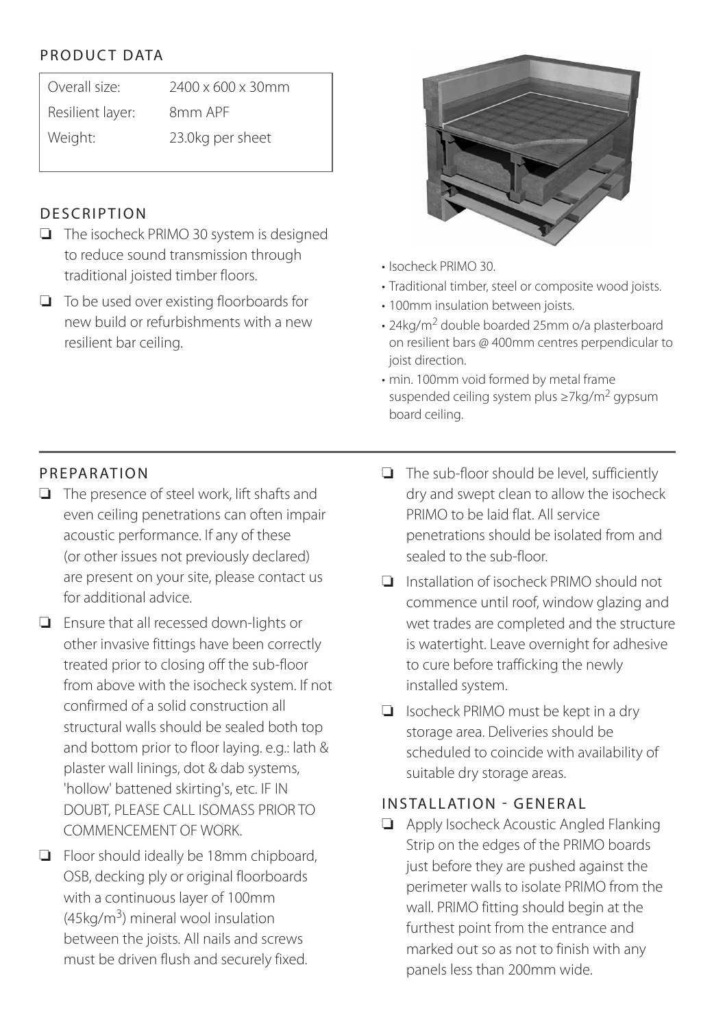## PRODUCT DATA

| | |
|---|---|
| Overall size: | 2400 x 600 x 30mm |
| Resilient layer: | 8mm APF |
| Weight: | 23.0kg per sheet |

## DESCRIPTION

- The isocheck PRIMO 30 system is designed to reduce sound transmission through traditional joisted timber floors.
- To be used over existing floorboards for new build or refurbishments with a new resilient bar ceiling.

- Isocheck PRIMO 30.
- Traditional timber, steel or composite wood joists.
- 100mm insulation between joists.
- 24kg/m$^2$ double boarded 25mm o/a plasterboard on resilient bars @ 400mm centres perpendicular to joist direction.
- min. 100mm void formed by metal frame suspended ceiling system plus ≥7kg/m$^2$ gypsum board ceiling.

## PREPARATION

- The presence of steel work, lift shafts and even ceiling penetrations can often impair acoustic performance. If any of these (or other issues not previously declared) are present on your site, please contact us for additional advice.
- Ensure that all recessed down-lights or other invasive fittings have been correctly treated prior to closing off the sub-floor from above with the isocheck system. If not confirmed of a solid construction all structural walls should be sealed both top and bottom prior to floor laying. e.g.: lath & plaster wall linings, dot & dab systems, 'hollow' battened skirting's, etc. IF IN DOUBT, PLEASE CALL ISOMASS PRIOR TO COMMENCEMENT OF WORK.
- Floor should ideally be 18mm chipboard, OSB, decking ply or original floorboards with a continuous layer of 100mm (45kg/m$^3$) mineral wool insulation between the joists. All nails and screws must be driven flush and securely fixed.
- The sub-floor should be level, sufficiently dry and swept clean to allow the isocheck PRIMO to be laid flat. All service penetrations should be isolated from and sealed to the sub-floor.
- Installation of isocheck PRIMO should not commence until roof, window glazing and wet trades are completed and the structure is watertight. Leave overnight for adhesive to cure before trafficking the newly installed system.
- Isocheck PRIMO must be kept in a dry storage area. Deliveries should be scheduled to coincide with availability of suitable dry storage areas.

## INSTALLATION - GENERAL

- Apply Isocheck Acoustic Angled Flanking Strip on the edges of the PRIMO boards just before they are pushed against the perimeter walls to isolate PRIMO from the wall. PRIMO fitting should begin at the furthest point from the entrance and marked out so as not to finish with any panels less than 200mm wide.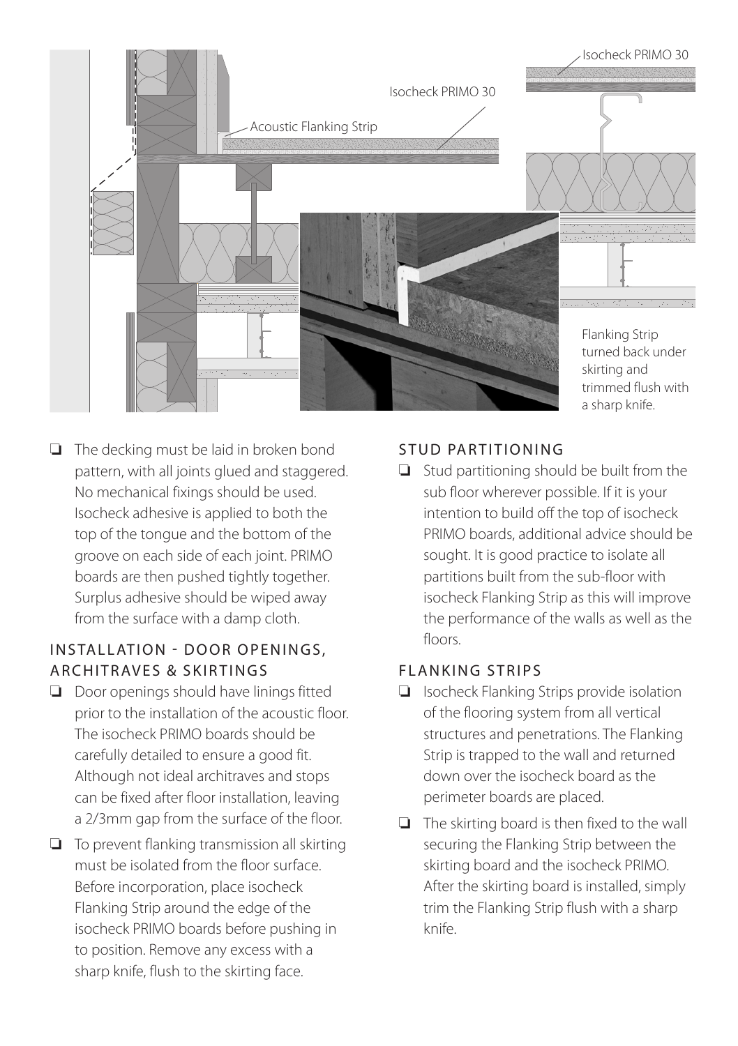Acoustic Flanking Strip

Isocheck PRIMO 30

Isocheck PRIMO 30

Flanking Strip turned back under skirting and trimmed flush with a sharp knife.

- The decking must be laid in broken bond pattern, with all joints glued and staggered. No mechanical fixings should be used. Isocheck adhesive is applied to both the top of the tongue and the bottom of the groove on each side of each joint. PRIMO boards are then pushed tightly together. Surplus adhesive should be wiped away from the surface with a damp cloth.

## INSTALLATION - DOOR OPENINGS, ARCHITRAVES & SKIRTINGS

- Door openings should have linings fitted prior to the installation of the acoustic floor. The isocheck PRIMO boards should be carefully detailed to ensure a good fit. Although not ideal architraves and stops can be fixed after floor installation, leaving a 2/3mm gap from the surface of the floor.
- To prevent flanking transmission all skirting must be isolated from the floor surface. Before incorporation, place isocheck Flanking Strip around the edge of the isocheck PRIMO boards before pushing in to position. Remove any excess with a sharp knife, flush to the skirting face.

## STUD PARTITIONING

- Stud partitioning should be built from the sub floor wherever possible. If it is your intention to build off the top of isocheck PRIMO boards, additional advice should be sought. It is good practice to isolate all partitions built from the sub-floor with isocheck Flanking Strip as this will improve the performance of the walls as well as the floors.

## FLANKING STRIPS

- Isocheck Flanking Strips provide isolation of the flooring system from all vertical structures and penetrations. The Flanking Strip is trapped to the wall and returned down over the isocheck board as the perimeter boards are placed.
- The skirting board is then fixed to the wall securing the Flanking Strip between the skirting board and the isocheck PRIMO. After the skirting board is installed, simply trim the Flanking Strip flush with a sharp knife.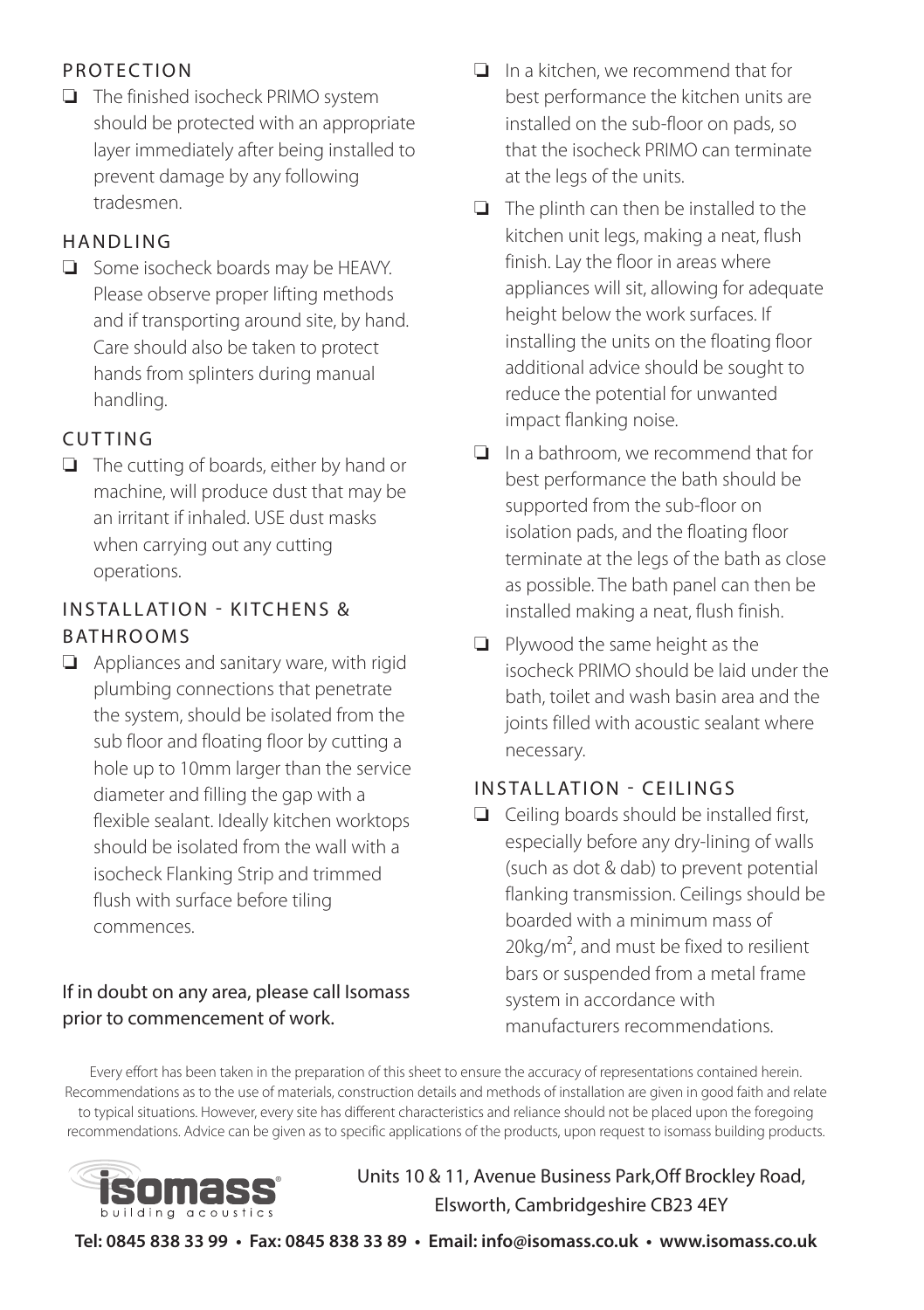## PROTECTION

- The finished isocheck PRIMO system should be protected with an appropriate layer immediately after being installed to prevent damage by any following tradesmen.

## HANDLING

- Some isocheck boards may be HEAVY. Please observe proper lifting methods and if transporting around site, by hand. Care should also be taken to protect hands from splinters during manual handling.

## CUTTING

- The cutting of boards, either by hand or machine, will produce dust that may be an irritant if inhaled. USE dust masks when carrying out any cutting operations.

## INSTALLATION - KITCHENS & BATHROOMS

- Appliances and sanitary ware, with rigid plumbing connections that penetrate the system, should be isolated from the sub floor and floating floor by cutting a hole up to 10mm larger than the service diameter and filling the gap with a flexible sealant. Ideally kitchen worktops should be isolated from the wall with a isocheck Flanking Strip and trimmed flush with surface before tiling commences.

If in doubt on any area, please call Isomass prior to commencement of work.

- In a kitchen, we recommend that for best performance the kitchen units are installed on the sub-floor on pads, so that the isocheck PRIMO can terminate at the legs of the units.
- The plinth can then be installed to the kitchen unit legs, making a neat, flush finish. Lay the floor in areas where appliances will sit, allowing for adequate height below the work surfaces. If installing the units on the floating floor additional advice should be sought to reduce the potential for unwanted impact flanking noise.
- In a bathroom, we recommend that for best performance the bath should be supported from the sub-floor on isolation pads, and the floating floor terminate at the legs of the bath as close as possible. The bath panel can then be installed making a neat, flush finish.
- Plywood the same height as the isocheck PRIMO should be laid under the bath, toilet and wash basin area and the joints filled with acoustic sealant where necessary.

## INSTALLATION - CEILINGS

- Ceiling boards should be installed first, especially before any dry-lining of walls (such as dot & dab) to prevent potential flanking transmission. Ceilings should be boarded with a minimum mass of 20kg/m², and must be fixed to resilient bars or suspended from a metal frame system in accordance with manufacturers recommendations.

Every effort has been taken in the preparation of this sheet to ensure the accuracy of representations contained herein. Recommendations as to the use of materials, construction details and methods of installation are given in good faith and relate to typical situations. However, every site has different characteristics and reliance should not be placed upon the foregoing recommendations. Advice can be given as to specific applications of the products, upon request to isomass building products.

isomass® building acoustics

Units 10 & 11, Avenue Business Park, Off Brockley Road, Elsworth, Cambridgeshire CB23 4EY

**Tel: 0845 838 33 99 • Fax: 0845 838 33 89 • Email: info@isomass.co.uk • www.isomass.co.uk**